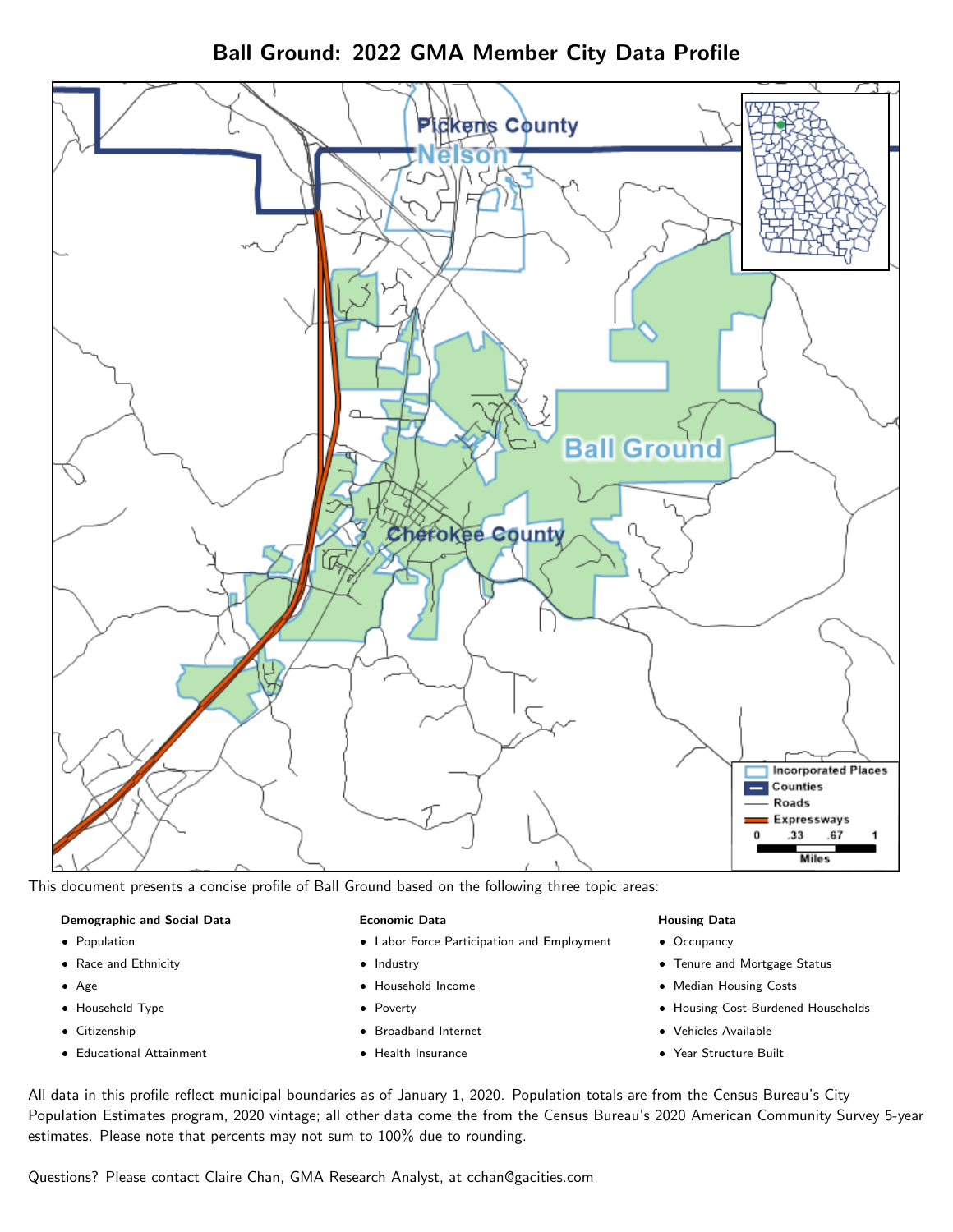# Ball Ground: 2022 GMA Member City Data Profile

This document presents a concise profile of Ball Ground based on the following three topic areas:

**Demographic and Social Data**

- Population
- Race and Ethnicity
- Age
- Household Type
- Citizenship
- Educational Attainment

**Economic Data**

- Labor Force Participation and Employment
- Industry
- Household Income
- Poverty
- Broadband Internet
- Health Insurance

**Housing Data**

- Occupancy
- Tenure and Mortgage Status
- Median Housing Costs
- Housing Cost-Burdened Households
- Vehicles Available
- Year Structure Built

All data in this profile reflect municipal boundaries as of January 1, 2020. Population totals are from the Census Bureau's City Population Estimates program, 2020 vintage; all other data come the from the Census Bureau's 2020 American Community Survey 5-year estimates. Please note that percents may not sum to 100% due to rounding.

Questions? Please contact Claire Chan, GMA Research Analyst, at cchan@gacities.com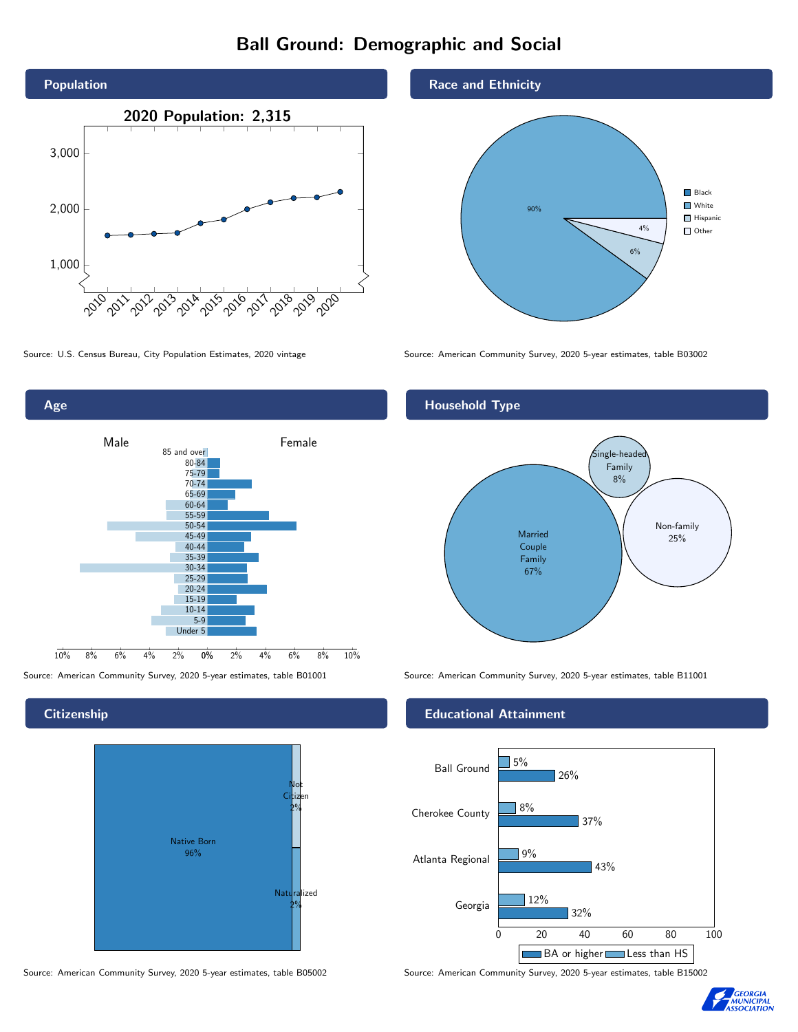# Ball Ground: Demographic and Social

## Population

2020 Population: 2,315

Source: U.S. Census Bureau, City Population Estimates, 2020 vintage

## Race and Ethnicity

| Race/Ethnicity | Percent |
|---|---|
| White | 90% |
| Hispanic | 6% |
| Other | 4% |

Source: American Community Survey, 2020 5-year estimates, table B03002

## Age

Source: American Community Survey, 2020 5-year estimates, table B01001

## Household Type

| Household Type | Percent |
|---|---|
| Married Couple Family | 67% |
| Non-family | 25% |
| Single-headed Family | 8% |

Source: American Community Survey, 2020 5-year estimates, table B11001

## Citizenship

| Citizenship | Percent |
|---|---|
| Native Born | 96% |
| Not Citizen | 2% |
| Naturalized | 2% |

Source: American Community Survey, 2020 5-year estimates, table B05002

## Educational Attainment

| Area | Less than HS | BA or higher |
|---|---|---|
| Ball Ground | 5% | 26% |
| Cherokee County | 8% | 37% |
| Atlanta Regional | 9% | 43% |
| Georgia | 12% | 32% |

Source: American Community Survey, 2020 5-year estimates, table B15002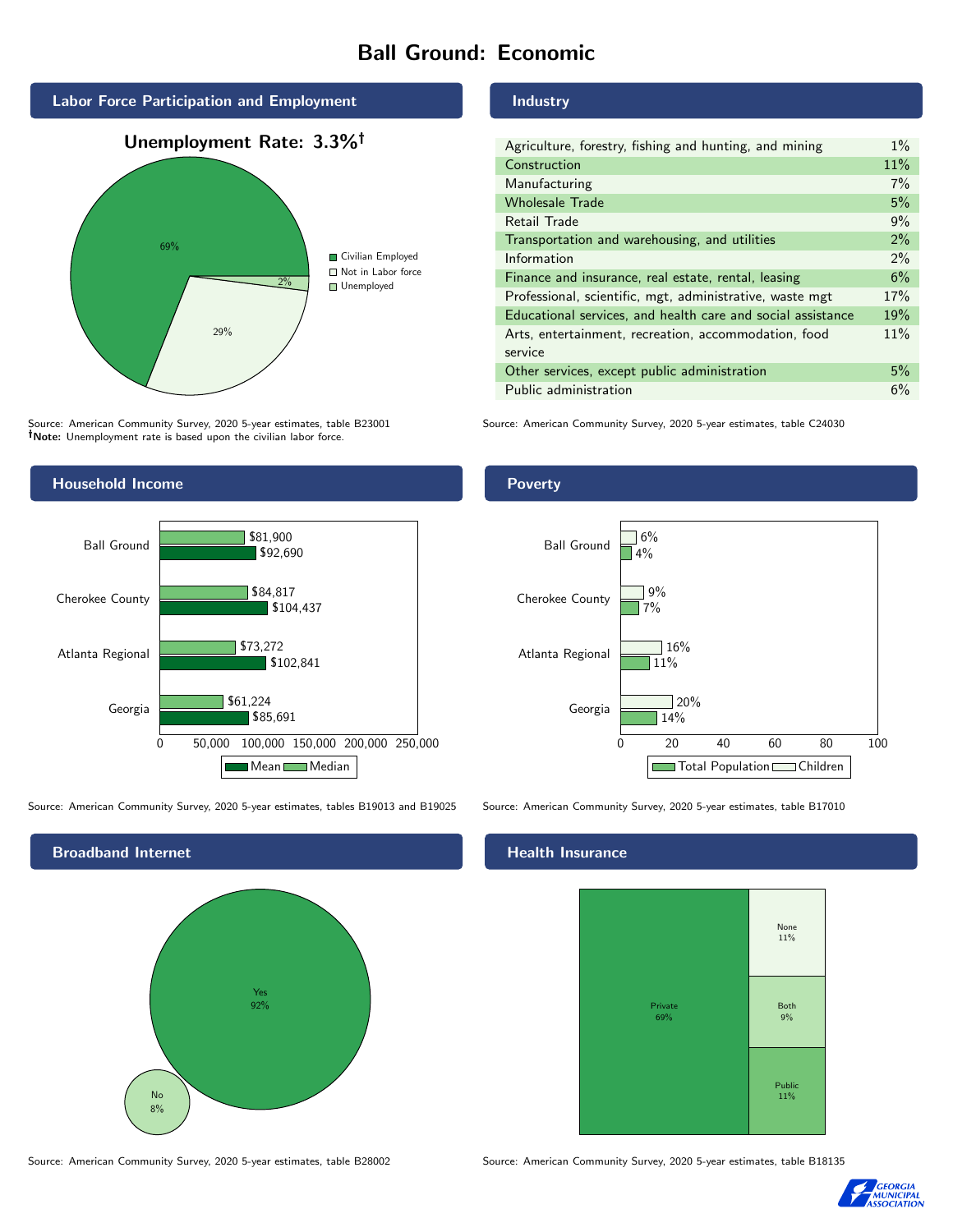# Ball Ground: Economic

## Labor Force Participation and Employment

**Unemployment Rate: 3.3%†**

| Category | Percent |
|---|---|
| Civilian Employed | 69% |
| Not in Labor force | 29% |
| Unemployed | 2% |

Source: American Community Survey, 2020 5-year estimates, table B23001
**†Note:** Unemployment rate is based upon the civilian labor force.

## Industry

| Industry | Percent |
|---|---|
| Agriculture, forestry, fishing and hunting, and mining | 1% |
| Construction | 11% |
| Manufacturing | 7% |
| Wholesale Trade | 5% |
| Retail Trade | 9% |
| Transportation and warehousing, and utilities | 2% |
| Information | 2% |
| Finance and insurance, real estate, rental, leasing | 6% |
| Professional, scientific, mgt, administrative, waste mgt | 17% |
| Educational services, and health care and social assistance | 19% |
| Arts, entertainment, recreation, accommodation, food service | 11% |
| Other services, except public administration | 5% |
| Public administration | 6% |

Source: American Community Survey, 2020 5-year estimates, table C24030

## Household Income

| | Median | Mean |
|---|---|---|
| Ball Ground | $81,900 | $92,690 |
| Cherokee County | $84,817 | $104,437 |
| Atlanta Regional | $73,272 | $102,841 |
| Georgia | $61,224 | $85,691 |

Source: American Community Survey, 2020 5-year estimates, tables B19013 and B19025

## Poverty

| | Children | Total Population |
|---|---|---|
| Ball Ground | 6% | 4% |
| Cherokee County | 9% | 7% |
| Atlanta Regional | 16% | 11% |
| Georgia | 20% | 14% |

Source: American Community Survey, 2020 5-year estimates, table B17010

## Broadband Internet

| | Percent |
|---|---|
| Yes | 92% |
| No | 8% |

Source: American Community Survey, 2020 5-year estimates, table B28002

## Health Insurance

| | Percent |
|---|---|
| Private | 69% |
| None | 11% |
| Both | 9% |
| Public | 11% |

Source: American Community Survey, 2020 5-year estimates, table B18135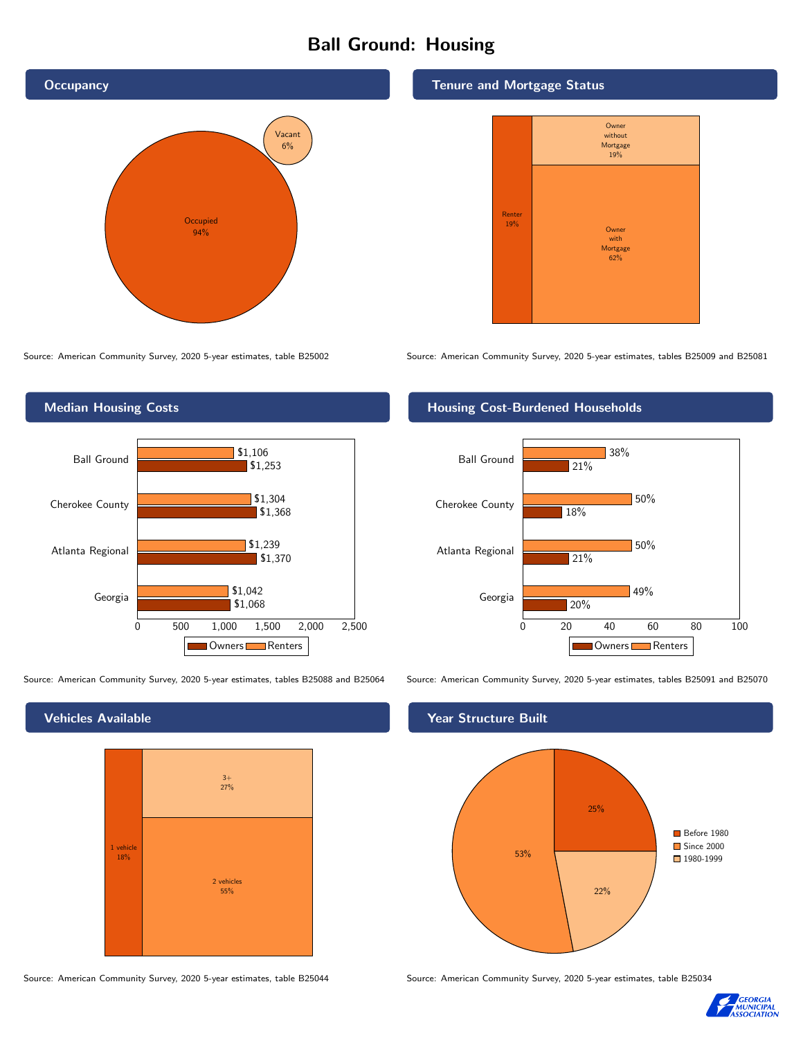# Ball Ground: Housing

## Occupancy

Vacant
6%

Occupied
94%

Source: American Community Survey, 2020 5-year estimates, table B25002

## Tenure and Mortgage Status

Renter
19%

Owner
without
Mortgage
19%

Owner
with
Mortgage
62%

Source: American Community Survey, 2020 5-year estimates, tables B25009 and B25081

## Median Housing Costs

Ball Ground
$1,106
$1,253

Cherokee County
$1,304
$1,368

Atlanta Regional
$1,239
$1,370

Georgia
$1,042
$1,068

0 500 1,000 1,500 2,000 2,500

Owners Renters

Source: American Community Survey, 2020 5-year estimates, tables B25088 and B25064

## Housing Cost-Burdened Households

Ball Ground
38%
21%

Cherokee County
50%
18%

Atlanta Regional
50%
21%

Georgia
49%
20%

0 20 40 60 80 100

Owners Renters

Source: American Community Survey, 2020 5-year estimates, tables B25091 and B25070

## Vehicles Available

1 vehicle
18%

3+
27%

2 vehicles
55%

Source: American Community Survey, 2020 5-year estimates, table B25044

## Year Structure Built

25%
22%
53%

Before 1980
Since 2000
1980-1999

Source: American Community Survey, 2020 5-year estimates, table B25034